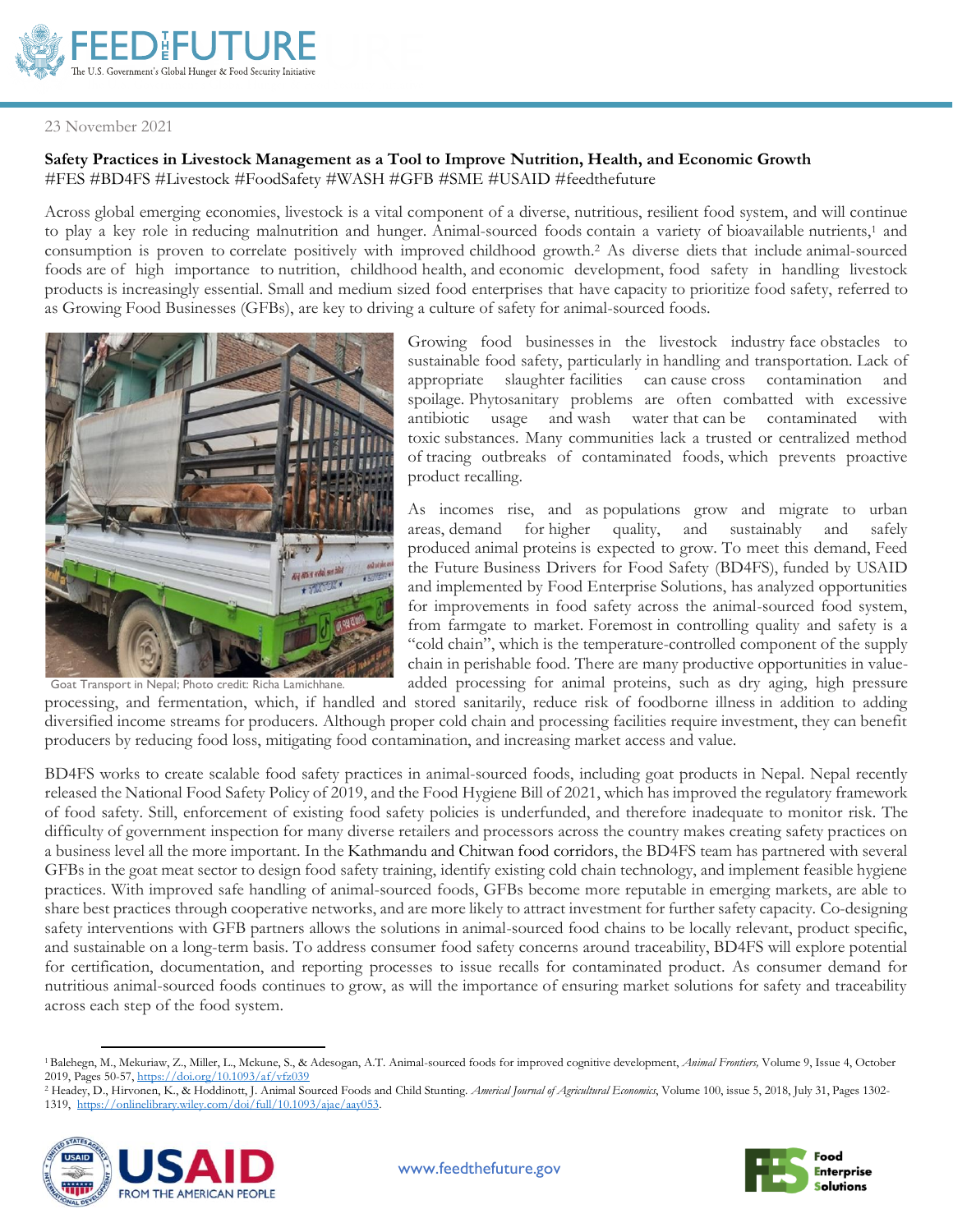23 November 2021

**Safety Practices in Livestock Management as a Tool to Improve Nutrition, Health, and Economic Growth**
#FES #BD4FS #Livestock #FoodSafety #WASH #GFB #SME #USAID #feedthefuture

Across global emerging economies, livestock is a vital component of a diverse, nutritious, resilient food system, and will continue to play a key role in reducing malnutrition and hunger. Animal-sourced foods contain a variety of bioavailable nutrients,[1] and consumption is proven to correlate positively with improved childhood growth.[2] As diverse diets that include animal-sourced foods are of high importance to nutrition, childhood health, and economic development, food safety in handling livestock products is increasingly essential. Small and medium sized food enterprises that have capacity to prioritize food safety, referred to as Growing Food Businesses (GFBs), are key to driving a culture of safety for animal-sourced foods.

Goat Transport in Nepal; Photo credit: Richa Lamichhane.

Growing food businesses in the livestock industry face obstacles to sustainable food safety, particularly in handling and transportation. Lack of appropriate slaughter facilities can cause cross contamination and spoilage. Phytosanitary problems are often combatted with excessive antibiotic usage and wash water that can be contaminated with toxic substances. Many communities lack a trusted or centralized method of tracing outbreaks of contaminated foods, which prevents proactive product recalling.

As incomes rise, and as populations grow and migrate to urban areas, demand for higher quality, and sustainably and safely produced animal proteins is expected to grow. To meet this demand, Feed the Future Business Drivers for Food Safety (BD4FS), funded by USAID and implemented by Food Enterprise Solutions, has analyzed opportunities for improvements in food safety across the animal-sourced food system, from farmgate to market. Foremost in controlling quality and safety is a "cold chain", which is the temperature-controlled component of the supply chain in perishable food. There are many productive opportunities in value-added processing for animal proteins, such as dry aging, high pressure processing, and fermentation, which, if handled and stored sanitarily, reduce risk of foodborne illness in addition to adding diversified income streams for producers. Although proper cold chain and processing facilities require investment, they can benefit producers by reducing food loss, mitigating food contamination, and increasing market access and value.

BD4FS works to create scalable food safety practices in animal-sourced foods, including goat products in Nepal. Nepal recently released the National Food Safety Policy of 2019, and the Food Hygiene Bill of 2021, which has improved the regulatory framework of food safety. Still, enforcement of existing food safety policies is underfunded, and therefore inadequate to monitor risk. The difficulty of government inspection for many diverse retailers and processors across the country makes creating safety practices on a business level all the more important. In the Kathmandu and Chitwan food corridors, the BD4FS team has partnered with several GFBs in the goat meat sector to design food safety training, identify existing cold chain technology, and implement feasible hygiene practices. With improved safe handling of animal-sourced foods, GFBs become more reputable in emerging markets, are able to share best practices through cooperative networks, and are more likely to attract investment for further safety capacity. Co-designing safety interventions with GFB partners allows the solutions in animal-sourced food chains to be locally relevant, product specific, and sustainable on a long-term basis. To address consumer food safety concerns around traceability, BD4FS will explore potential for certification, documentation, and reporting processes to issue recalls for contaminated product. As consumer demand for nutritious animal-sourced foods continues to grow, as will the importance of ensuring market solutions for safety and traceability across each step of the food system.

---

[1] Balehegn, M., Mekuriaw, Z., Miller, L., Mckune, S., & Adesogan, A.T. Animal-sourced foods for improved cognitive development, *Animal Frontiers,* Volume 9, Issue 4, October 2019, Pages 50-57, https://doi.org/10.1093/af/vfz039

[2] Headey, D., Hirvonen, K., & Hoddinott, J. Animal Sourced Foods and Child Stunting. *Americal Journal of Agricultural Economics*, Volume 100, issue 5, 2018, July 31, Pages 1302-1319, https://onlinelibrary.wiley.com/doi/full/10.1093/ajae/aay053.

www.feedthefuture.gov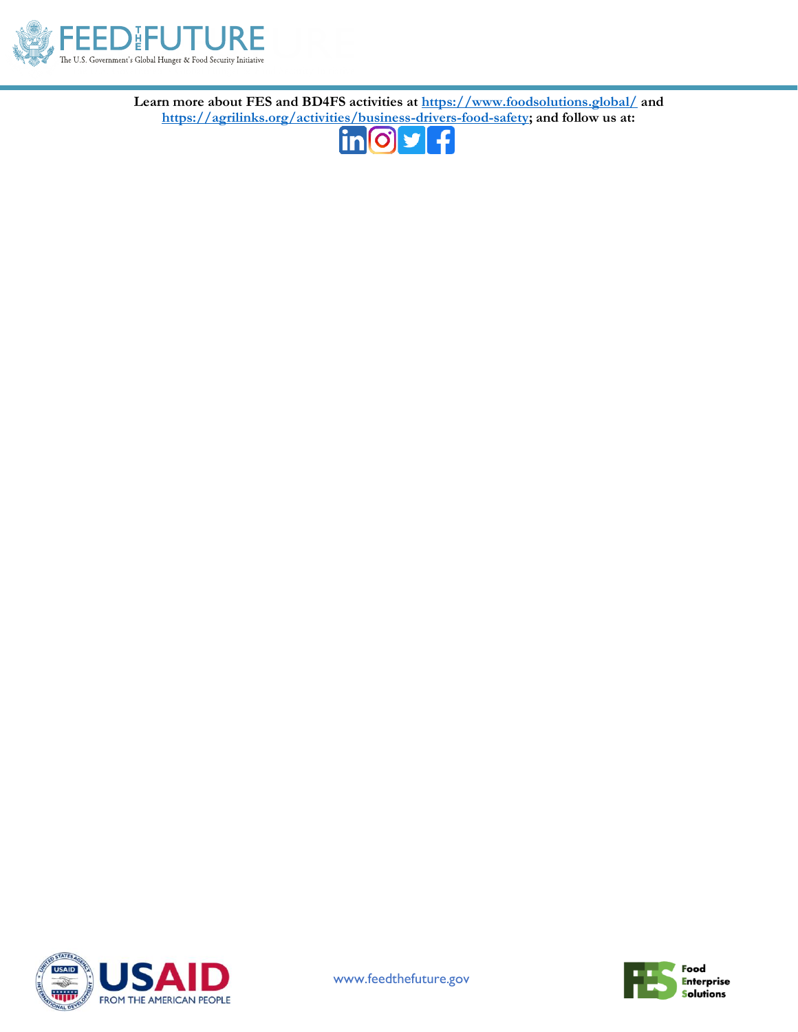**Learn more about FES and BD4FS activities at [https://www.foodsolutions.global/](https://www.foodsolutions.global/) and [https://agrilinks.org/activities/business-drivers-food-safety](https://agrilinks.org/activities/business-drivers-food-safety); and follow us at:**

www.feedthefuture.gov